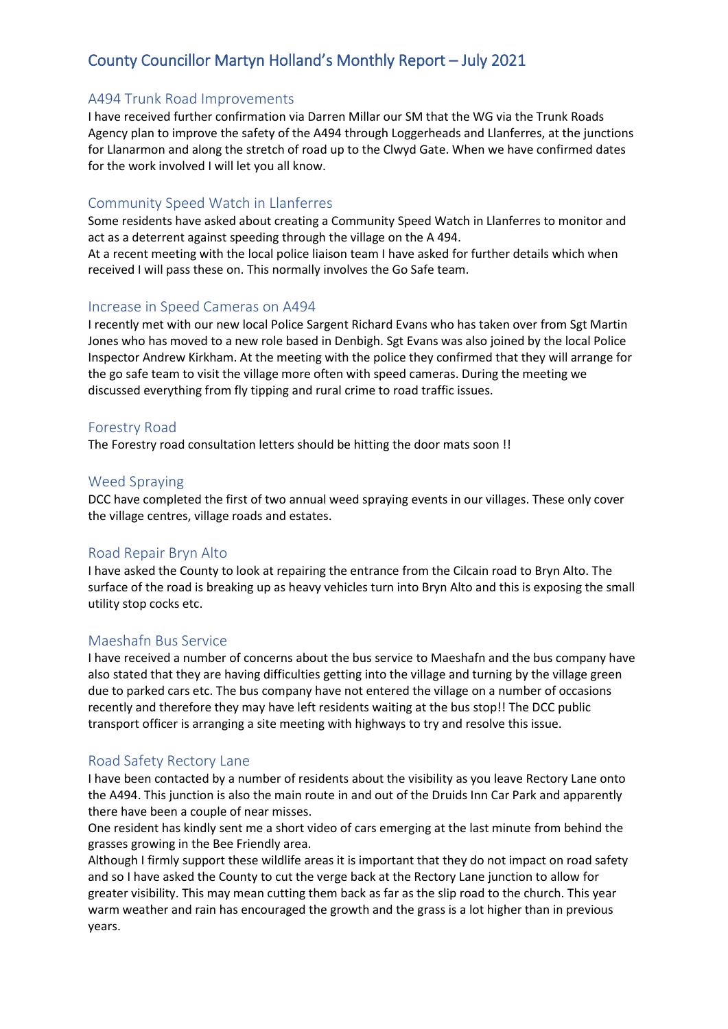# County Councillor Martyn Holland's Monthly Report – July 2021

## A494 Trunk Road Improvements

I have received further confirmation via Darren Millar our SM that the WG via the Trunk Roads Agency plan to improve the safety of the A494 through Loggerheads and Llanferres, at the junctions for Llanarmon and along the stretch of road up to the Clwyd Gate. When we have confirmed dates for the work involved I will let you all know.

## Community Speed Watch in Llanferres

Some residents have asked about creating a Community Speed Watch in Llanferres to monitor and act as a deterrent against speeding through the village on the A 494.

At a recent meeting with the local police liaison team I have asked for further details which when received I will pass these on. This normally involves the Go Safe team.

## Increase in Speed Cameras on A494

I recently met with our new local Police Sargent Richard Evans who has taken over from Sgt Martin Jones who has moved to a new role based in Denbigh. Sgt Evans was also joined by the local Police Inspector Andrew Kirkham. At the meeting with the police they confirmed that they will arrange for the go safe team to visit the village more often with speed cameras. During the meeting we discussed everything from fly tipping and rural crime to road traffic issues.

## Forestry Road

The Forestry road consultation letters should be hitting the door mats soon !!

## Weed Spraying

DCC have completed the first of two annual weed spraying events in our villages. These only cover the village centres, village roads and estates.

## Road Repair Bryn Alto

I have asked the County to look at repairing the entrance from the Cilcain road to Bryn Alto. The surface of the road is breaking up as heavy vehicles turn into Bryn Alto and this is exposing the small utility stop cocks etc.

## Maeshafn Bus Service

I have received a number of concerns about the bus service to Maeshafn and the bus company have also stated that they are having difficulties getting into the village and turning by the village green due to parked cars etc. The bus company have not entered the village on a number of occasions recently and therefore they may have left residents waiting at the bus stop!! The DCC public transport officer is arranging a site meeting with highways to try and resolve this issue.

## Road Safety Rectory Lane

I have been contacted by a number of residents about the visibility as you leave Rectory Lane onto the A494. This junction is also the main route in and out of the Druids Inn Car Park and apparently there have been a couple of near misses.

One resident has kindly sent me a short video of cars emerging at the last minute from behind the grasses growing in the Bee Friendly area.

Although I firmly support these wildlife areas it is important that they do not impact on road safety and so I have asked the County to cut the verge back at the Rectory Lane junction to allow for greater visibility. This may mean cutting them back as far as the slip road to the church. This year warm weather and rain has encouraged the growth and the grass is a lot higher than in previous years.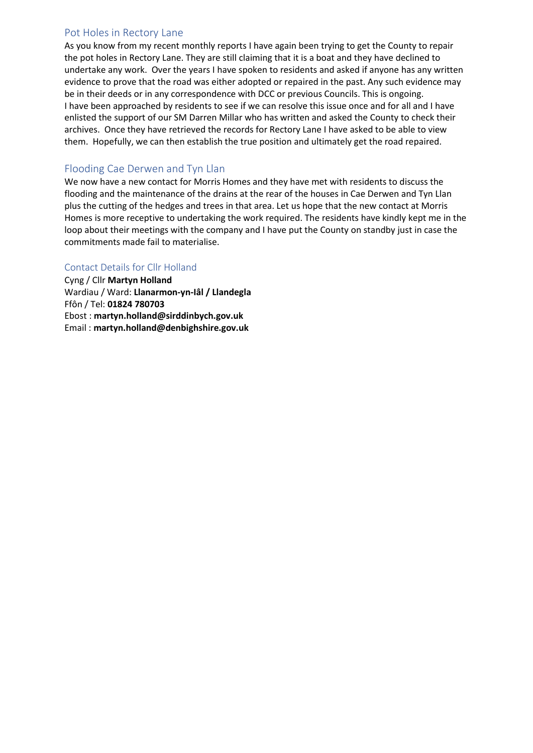## Pot Holes in Rectory Lane

As you know from my recent monthly reports I have again been trying to get the County to repair the pot holes in Rectory Lane. They are still claiming that it is a boat and they have declined to undertake any work. Over the years I have spoken to residents and asked if anyone has any written evidence to prove that the road was either adopted or repaired in the past. Any such evidence may be in their deeds or in any correspondence with DCC or previous Councils. This is ongoing.
I have been approached by residents to see if we can resolve this issue once and for all and I have enlisted the support of our SM Darren Millar who has written and asked the County to check their archives. Once they have retrieved the records for Rectory Lane I have asked to be able to view them. Hopefully, we can then establish the true position and ultimately get the road repaired.

## Flooding Cae Derwen and Tyn Llan

We now have a new contact for Morris Homes and they have met with residents to discuss the flooding and the maintenance of the drains at the rear of the houses in Cae Derwen and Tyn Llan plus the cutting of the hedges and trees in that area. Let us hope that the new contact at Morris Homes is more receptive to undertaking the work required. The residents have kindly kept me in the loop about their meetings with the company and I have put the County on standby just in case the commitments made fail to materialise.

## Contact Details for Cllr Holland

Cyng / Cllr **Martyn Holland**
Wardiau / Ward: **Llanarmon-yn-Iâl / Llandegla**
Ffôn / Tel: **01824 780703**
Ebost : **martyn.holland@sirddinbych.gov.uk**
Email : **martyn.holland@denbighshire.gov.uk**